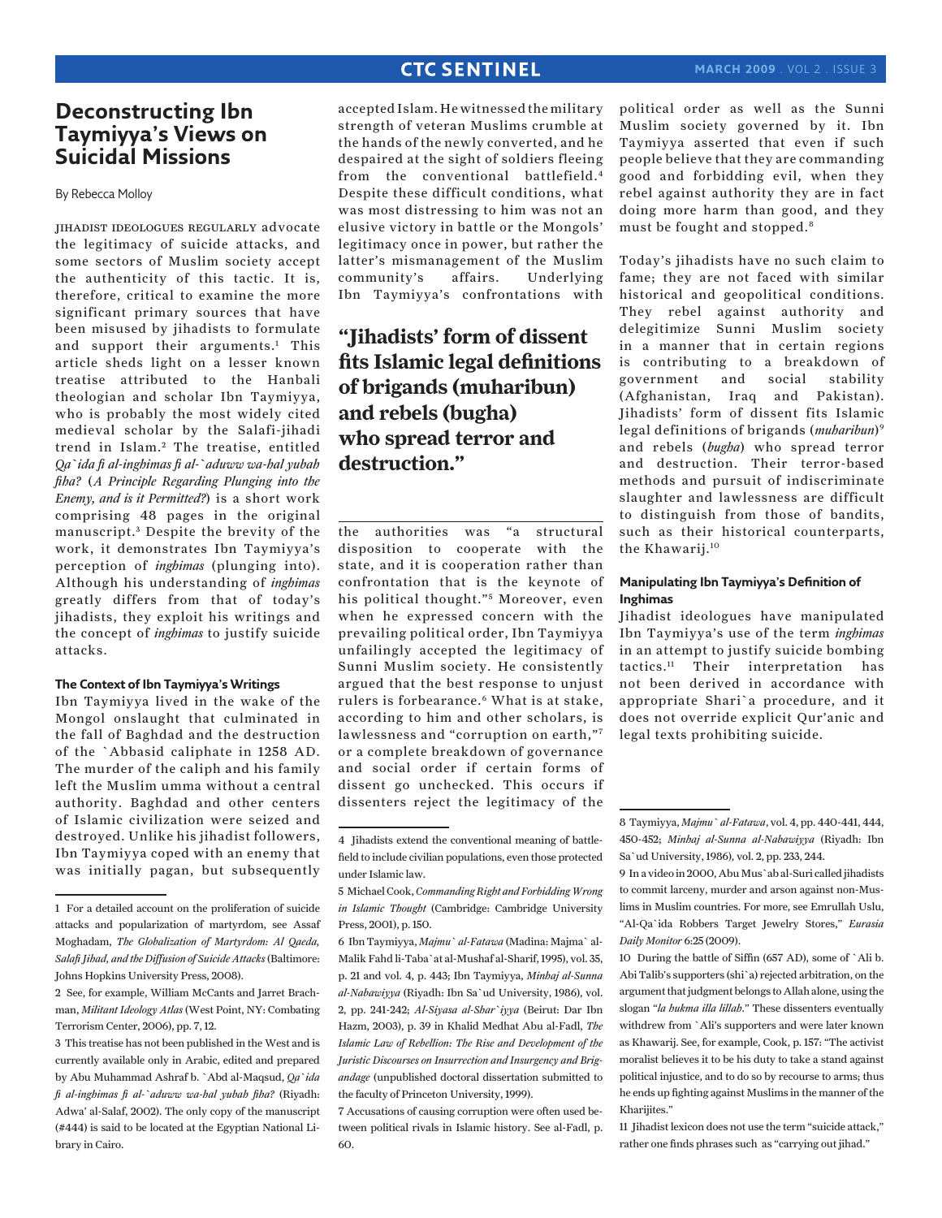# Deconstructing Ibn Taymiyya's Views on Suicidal Missions

By Rebecca Molloy

JIHADIST IDEOLOGUES REGULARLY advocate the legitimacy of suicide attacks, and some sectors of Muslim society accept the authenticity of this tactic. It is, therefore, critical to examine the more significant primary sources that have been misused by jihadists to formulate and support their arguments.[1] This article sheds light on a lesser known treatise attributed to the Hanbali theologian and scholar Ibn Taymiyya, who is probably the most widely cited medieval scholar by the Salafi-jihadi trend in Islam.[2] The treatise, entitled *Qa`ida fi al-inghimas fi al-`aduww wa-hal yubah fiha?* (*A Principle Regarding Plunging into the Enemy, and is it Permitted?*) is a short work comprising 48 pages in the original manuscript.[3] Despite the brevity of the work, it demonstrates Ibn Taymiyya's perception of *inghimas* (plunging into). Although his understanding of *inghimas* greatly differs from that of today's jihadists, they exploit his writings and the concept of *inghimas* to justify suicide attacks.

#### The Context of Ibn Taymiyya's Writings

Ibn Taymiyya lived in the wake of the Mongol onslaught that culminated in the fall of Baghdad and the destruction of the `Abbasid caliphate in 1258 AD. The murder of the caliph and his family left the Muslim umma without a central authority. Baghdad and other centers of Islamic civilization were seized and destroyed. Unlike his jihadist followers, Ibn Taymiyya coped with an enemy that was initially pagan, but subsequently accepted Islam. He witnessed the military strength of veteran Muslims crumble at the hands of the newly converted, and he despaired at the sight of soldiers fleeing from the conventional battlefield.[4] Despite these difficult conditions, what was most distressing to him was not an elusive victory in battle or the Mongols' legitimacy once in power, but rather the latter's mismanagement of the Muslim community's affairs. Underlying Ibn Taymiyya's confrontations with the authorities was "a structural disposition to cooperate with the state, and it is cooperation rather than confrontation that is the keynote of his political thought."[5] Moreover, even when he expressed concern with the prevailing political order, Ibn Taymiyya unfailingly accepted the legitimacy of Sunni Muslim society. He consistently argued that the best response to unjust rulers is forbearance.[6] What is at stake, according to him and other scholars, is lawlessness and "corruption on earth,"[7] or a complete breakdown of governance and social order if certain forms of dissent go unchecked. This occurs if dissenters reject the legitimacy of the political order as well as the Sunni Muslim society governed by it. Ibn Taymiyya asserted that even if such people believe that they are commanding good and forbidding evil, when they rebel against authority they are in fact doing more harm than good, and they must be fought and stopped.[8]

> **"Jihadists' form of dissent fits Islamic legal definitions of brigands (muharibun) and rebels (bugha) who spread terror and destruction."**

Today's jihadists have no such claim to fame; they are not faced with similar historical and geopolitical conditions. They rebel against authority and delegitimize Sunni Muslim society in a manner that in certain regions is contributing to a breakdown of government and social stability (Afghanistan, Iraq and Pakistan). Jihadists' form of dissent fits Islamic legal definitions of brigands (*muharibun*)[9] and rebels (*bugha*) who spread terror and destruction. Their terror-based methods and pursuit of indiscriminate slaughter and lawlessness are difficult to distinguish from those of bandits, such as their historical counterparts, the Khawarij.[10]

#### Manipulating Ibn Taymiyya's Definition of Inghimas

Jihadist ideologues have manipulated Ibn Taymiyya's use of the term *inghimas* in an attempt to justify suicide bombing tactics.[11] Their interpretation has not been derived in accordance with appropriate Shari`a procedure, and it does not override explicit Qur'anic and legal texts prohibiting suicide.

---

1 For a detailed account on the proliferation of suicide attacks and popularization of martyrdom, see Assaf Moghadam, *The Globalization of Martyrdom: Al Qaeda, Salafi Jihad, and the Diffusion of Suicide Attacks* (Baltimore: Johns Hopkins University Press, 2008).

2 See, for example, William McCants and Jarret Brachman, *Militant Ideology Atlas* (West Point, NY: Combating Terrorism Center, 2006), pp. 7, 12.

3 This treatise has not been published in the West and is currently available only in Arabic, edited and prepared by Abu Muhammad Ashraf b. `Abd al-Maqsud, *Qa`ida fi al-inghimas fi al-`aduww wa-hal yubah fiha?* (Riyadh: Adwa' al-Salaf, 2002). The only copy of the manuscript (#444) is said to be located at the Egyptian National Library in Cairo.

4 Jihadists extend the conventional meaning of battlefield to include civilian populations, even those protected under Islamic law.

5 Michael Cook, *Commanding Right and Forbidding Wrong in Islamic Thought* (Cambridge: Cambridge University Press, 2001), p. 150.

6 Ibn Taymiyya, *Majmu` al-Fatawa* (Madina: Majma` al-Malik Fahd li-Taba`at al-Mushaf al-Sharif, 1995), vol. 35, p. 21 and vol. 4, p. 443; Ibn Taymiyya, *Minhaj al-Sunna al-Nabawiyya* (Riyadh: Ibn Sa`ud University, 1986), vol. 2, pp. 241-242; *Al-Siyasa al-Shar`iyya* (Beirut: Dar Ibn Hazm, 2003), p. 39 in Khalid Medhat Abu al-Fadl, *The Islamic Law of Rebellion: The Rise and Development of the Juristic Discourses on Insurrection and Insurgency and Brigandage* (unpublished doctoral dissertation submitted to the faculty of Princeton University, 1999).

7 Accusations of causing corruption were often used between political rivals in Islamic history. See al-Fadl, p. 60.

8 Taymiyya, *Majmu` al-Fatawa*, vol. 4, pp. 440-441, 444, 450-452; *Minhaj al-Sunna al-Nabawiyya* (Riyadh: Ibn Sa`ud University, 1986), vol. 2, pp. 233, 244.

9 In a video in 2000, Abu Mus`ab al-Suri called jihadists to commit larceny, murder and arson against non-Muslims in Muslim countries. For more, see Emrullah Uslu, "Al-Qa`ida Robbers Target Jewelry Stores," *Eurasia Daily Monitor* 6:25 (2009).

10 During the battle of Siffin (657 AD), some of `Ali b. Abi Talib's supporters (shi`a) rejected arbitration, on the argument that judgment belongs to Allah alone, using the slogan "*la hukma illa lillah*." These dissenters eventually withdrew from `Ali's supporters and were later known as Khawarij. See, for example, Cook, p. 157: "The activist moralist believes it to be his duty to take a stand against political injustice, and to do so by recourse to arms; thus he ends up fighting against Muslims in the manner of the Kharijites."

11 Jihadist lexicon does not use the term "suicide attack," rather one finds phrases such as "carrying out jihad."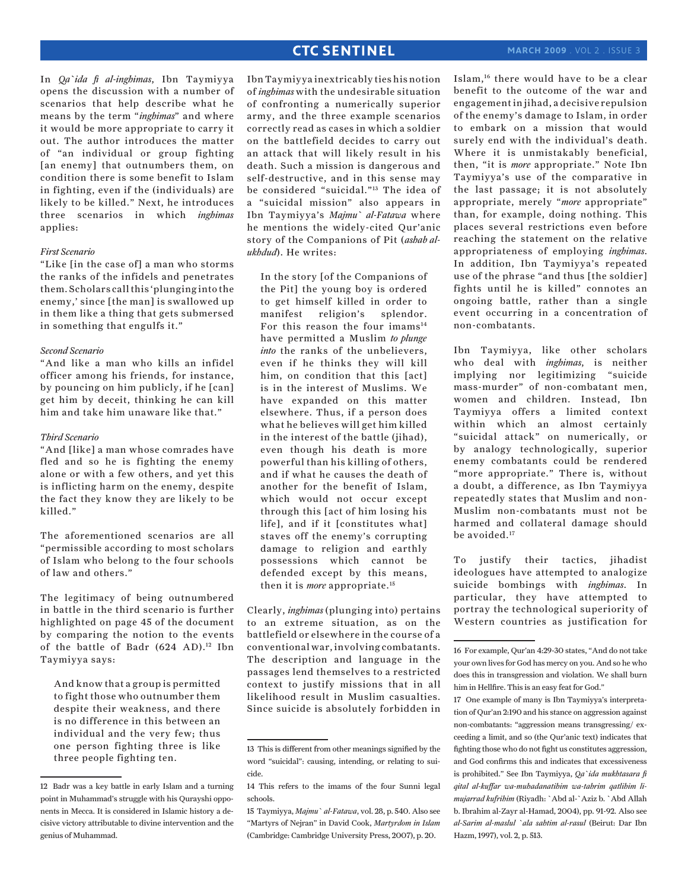In *Qa`ida fi al-inghimas*, Ibn Taymiyya opens the discussion with a number of scenarios that help describe what he means by the term "*inghimas*" and where it would be more appropriate to carry it out. The author introduces the matter of "an individual or group fighting [an enemy] that outnumbers them, on condition there is some benefit to Islam in fighting, even if the (individuals) are likely to be killed." Next, he introduces three scenarios in which *inghimas* applies:

*First Scenario*

"Like [in the case of] a man who storms the ranks of the infidels and penetrates them. Scholars call this 'plunging into the enemy,' since [the man] is swallowed up in them like a thing that gets submersed in something that engulfs it."

*Second Scenario*

"And like a man who kills an infidel officer among his friends, for instance, by pouncing on him publicly, if he [can] get him by deceit, thinking he can kill him and take him unaware like that."

*Third Scenario*

"And [like] a man whose comrades have fled and so he is fighting the enemy alone or with a few others, and yet this is inflicting harm on the enemy, despite the fact they know they are likely to be killed."

The aforementioned scenarios are all "permissible according to most scholars of Islam who belong to the four schools of law and others."

The legitimacy of being outnumbered in battle in the third scenario is further highlighted on page 45 of the document by comparing the notion to the events of the battle of Badr (624 AD).[12] Ibn Taymiyya says:

> And know that a group is permitted to fight those who outnumber them despite their weakness, and there is no difference in this between an individual and the very few; thus one person fighting three is like three people fighting ten.

Ibn Taymiyya inextricably ties his notion of *inghimas* with the undesirable situation of confronting a numerically superior army, and the three example scenarios correctly read as cases in which a soldier on the battlefield decides to carry out an attack that will likely result in his death. Such a mission is dangerous and self-destructive, and in this sense may be considered "suicidal."[13] The idea of a "suicidal mission" also appears in Ibn Taymiyya's *Majmu` al-Fatawa* where he mentions the widely-cited Qur'anic story of the Companions of Pit (*ashab al-ukhdud*). He writes:

> In the story [of the Companions of the Pit] the young boy is ordered to get himself killed in order to manifest religion's splendor. For this reason the four imams[14] have permitted a Muslim *to plunge into* the ranks of the unbelievers, even if he thinks they will kill him, on condition that this [act] is in the interest of Muslims. We have expanded on this matter elsewhere. Thus, if a person does what he believes will get him killed in the interest of the battle (jihad), even though his death is more powerful than his killing of others, and if what he causes the death of another for the benefit of Islam, which would not occur except through this [act of him losing his life], and if it [constitutes what] staves off the enemy's corrupting damage to religion and earthly possessions which cannot be defended except by this means, then it is *more* appropriate.[15]

Clearly, *inghimas* (plunging into) pertains to an extreme situation, as on the battlefield or elsewhere in the course of a conventional war, involving combatants. The description and language in the passages lend themselves to a restricted context to justify missions that in all likelihood result in Muslim casualties. Since suicide is absolutely forbidden in Islam,[16] there would have to be a clear benefit to the outcome of the war and engagement in jihad, a decisive repulsion of the enemy's damage to Islam, in order to embark on a mission that would surely end with the individual's death. Where it is unmistakably beneficial, then, "it is *more* appropriate." Note Ibn Taymiyya's use of the comparative in the last passage; it is not absolutely appropriate, merely "*more* appropriate" than, for example, doing nothing. This places several restrictions even before reaching the statement on the relative appropriateness of employing *inghimas*. In addition, Ibn Taymiyya's repeated use of the phrase "and thus [the soldier] fights until he is killed" connotes an ongoing battle, rather than a single event occurring in a concentration of non-combatants.

Ibn Taymiyya, like other scholars who deal with *inghimas*, is neither implying nor legitimizing "suicide mass-murder" of non-combatant men, women and children. Instead, Ibn Taymiyya offers a limited context within which an almost certainly "suicidal attack" on numerically, or by analogy technologically, superior enemy combatants could be rendered "more appropriate." There is, without a doubt, a difference, as Ibn Taymiyya repeatedly states that Muslim and non-Muslim non-combatants must not be harmed and collateral damage should be avoided.[17]

To justify their tactics, jihadist ideologues have attempted to analogize suicide bombings with *inghimas*. In particular, they have attempted to portray the technological superiority of Western countries as justification for

---

12 Badr was a key battle in early Islam and a turning point in Muhammad's struggle with his Qurayshi opponents in Mecca. It is considered in Islamic history a decisive victory attributable to divine intervention and the genius of Muhammad.

13 This is different from other meanings signified by the word "suicidal": causing, intending, or relating to suicide.

14 This refers to the imams of the four Sunni legal schools.

15 Taymiyya, *Majmu` al-Fatawa*, vol. 28, p. 540. Also see "Martyrs of Nejran" in David Cook, *Martyrdom in Islam* (Cambridge: Cambridge University Press, 2007), p. 20.

16 For example, Qur'an 4:29-30 states, "And do not take your own lives for God has mercy on you. And so he who does this in transgression and violation. We shall burn him in Hellfire. This is an easy feat for God."

17 One example of many is Ibn Taymiyya's interpretation of Qur'an 2:190 and his stance on aggression against non-combatants: "aggression means transgressing/ exceeding a limit, and so (the Qur'anic text) indicates that fighting those who do not fight us constitutes aggression, and God confirms this and indicates that excessiveness is prohibited." See Ibn Taymiyya, *Qa`ida mukhtasara fi qital al-kuffar wa-muhadanatihim wa-tahrim qatlihim li-mujarrad kufrihim* (Riyadh: `Abd al-`Aziz b. `Abd Allah b. Ibrahim al-Zayr al-Hamad, 2004), pp. 91-92. Also see *al-Sarim al-maslul `ala shatim al-rasul* (Beirut: Dar Ibn Hazm, 1997), vol. 2, p. 513.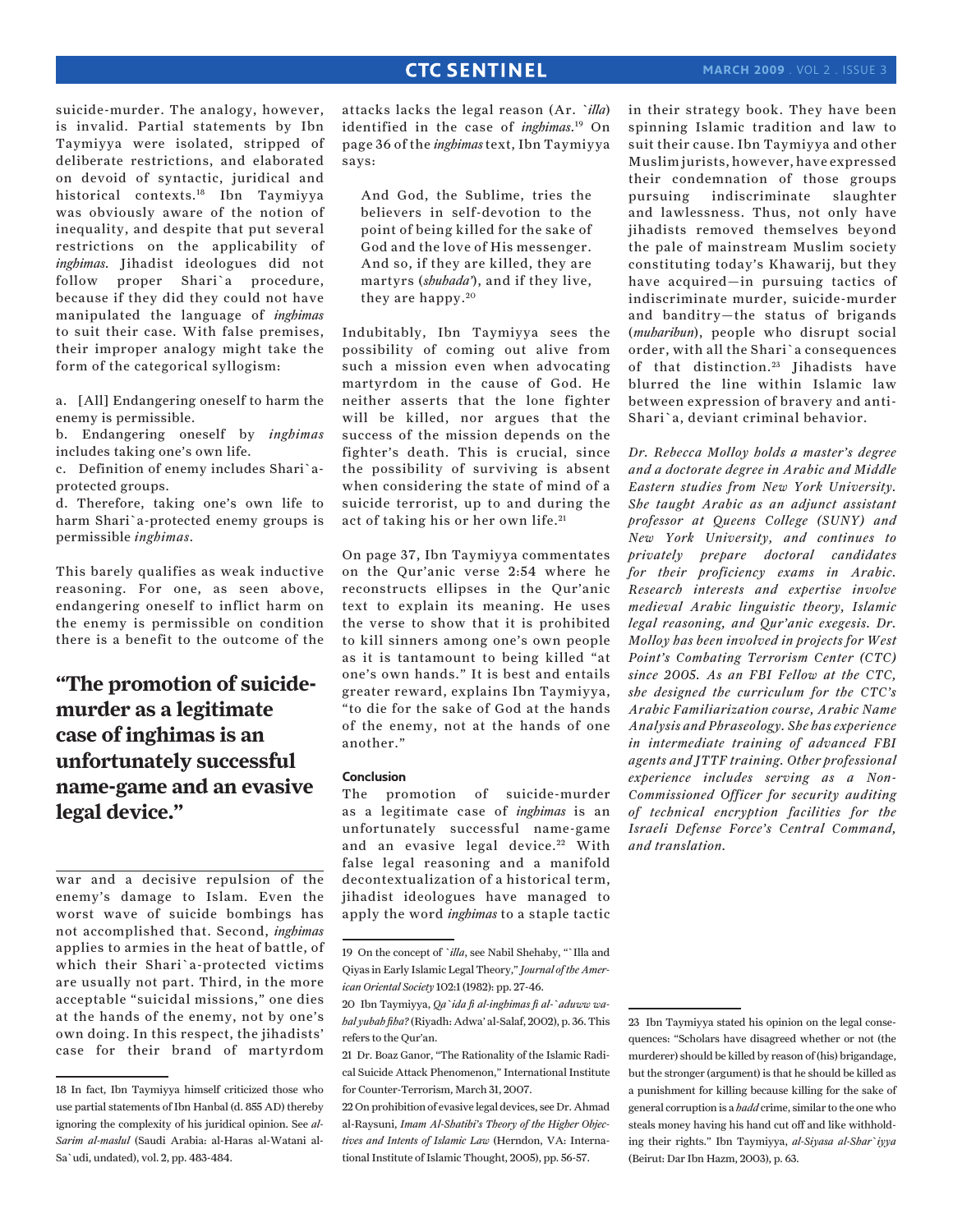suicide-murder. The analogy, however, is invalid. Partial statements by Ibn Taymiyya were isolated, stripped of deliberate restrictions, and elaborated on devoid of syntactic, juridical and historical contexts.[18] Ibn Taymiyya was obviously aware of the notion of inequality, and despite that put several restrictions on the applicability of *inghimas*. Jihadist ideologues did not follow proper Shari`a procedure, because if they did they could not have manipulated the language of *inghimas* to suit their case. With false premises, their improper analogy might take the form of the categorical syllogism:

a. [All] Endangering oneself to harm the enemy is permissible.
b. Endangering oneself by *inghimas* includes taking one's own life.
c. Definition of enemy includes Shari`a-protected groups.
d. Therefore, taking one's own life to harm Shari`a-protected enemy groups is permissible *inghimas*.

This barely qualifies as weak inductive reasoning. For one, as seen above, endangering oneself to inflict harm on the enemy is permissible on condition there is a benefit to the outcome of the war and a decisive repulsion of the enemy's damage to Islam. Even the worst wave of suicide bombings has not accomplished that. Second, *inghimas* applies to armies in the heat of battle, of which their Shari`a-protected victims are usually not part. Third, in the more acceptable "suicidal missions," one dies at the hands of the enemy, not by one's own doing. In this respect, the jihadists' case for their brand of martyrdom attacks lacks the legal reason (Ar. *`illa*) identified in the case of *inghimas*.[19] On page 36 of the *inghimas* text, Ibn Taymiyya says:

> And God, the Sublime, tries the believers in self-devotion to the point of being killed for the sake of God and the love of His messenger. And so, if they are killed, they are martyrs (*shuhada'*), and if they live, they are happy.[20]

**"The promotion of suicide-murder as a legitimate case of inghimas is an unfortunately successful name-game and an evasive legal device."**

Indubitably, Ibn Taymiyya sees the possibility of coming out alive from such a mission even when advocating martyrdom in the cause of God. He neither asserts that the lone fighter will be killed, nor argues that the success of the mission depends on the fighter's death. This is crucial, since the possibility of surviving is absent when considering the state of mind of a suicide terrorist, up to and during the act of taking his or her own life.[21]

On page 37, Ibn Taymiyya commentates on the Qur'anic verse 2:54 where he reconstructs ellipses in the Qur'anic text to explain its meaning. He uses the verse to show that it is prohibited to kill sinners among one's own people as it is tantamount to being killed "at one's own hands." It is best and entails greater reward, explains Ibn Taymiyya, "to die for the sake of God at the hands of the enemy, not at the hands of one another."

## Conclusion

The promotion of suicide-murder as a legitimate case of *inghimas* is an unfortunately successful name-game and an evasive legal device.[22] With false legal reasoning and a manifold decontextualization of a historical term, jihadist ideologues have managed to apply the word *inghimas* to a staple tactic in their strategy book. They have been spinning Islamic tradition and law to suit their cause. Ibn Taymiyya and other Muslim jurists, however, have expressed their condemnation of those groups pursuing indiscriminate slaughter and lawlessness. Thus, not only have jihadists removed themselves beyond the pale of mainstream Muslim society constituting today's Khawarij, but they have acquired—in pursuing tactics of indiscriminate murder, suicide-murder and banditry—the status of brigands (*muharibun*), people who disrupt social order, with all the Shari`a consequences of that distinction.[23] Jihadists have blurred the line within Islamic law between expression of bravery and anti-Shari`a, deviant criminal behavior.

*Dr. Rebecca Molloy holds a master's degree and a doctorate degree in Arabic and Middle Eastern studies from New York University. She taught Arabic as an adjunct assistant professor at Queens College (SUNY) and New York University, and continues to privately prepare doctoral candidates for their proficiency exams in Arabic. Research interests and expertise involve medieval Arabic linguistic theory, Islamic legal reasoning, and Qur'anic exegesis. Dr. Molloy has been involved in projects for West Point's Combating Terrorism Center (CTC) since 2005. As an FBI Fellow at the CTC, she designed the curriculum for the CTC's Arabic Familiarization course, Arabic Name Analysis and Phraseology. She has experience in intermediate training of advanced FBI agents and JTTF training. Other professional experience includes serving as a Non-Commissioned Officer for security auditing of technical encryption facilities for the Israeli Defense Force's Central Command, and translation.*

---

18 In fact, Ibn Taymiyya himself criticized those who use partial statements of Ibn Hanbal (d. 855 AD) thereby ignoring the complexity of his juridical opinion. See *al-Sarim al-maslul* (Saudi Arabia: al-Haras al-Watani al-Sa`udi, undated), vol. 2, pp. 483-484.

19 On the concept of *`illa*, see Nabil Shehaby, "`Illa and Qiyas in Early Islamic Legal Theory," *Journal of the American Oriental Society* 102:1 (1982): pp. 27-46.

20 Ibn Taymiyya, *Qa`ida fi al-inghimas fi al-`aduww wahal yubah fiha?* (Riyadh: Adwa' al-Salaf, 2002), p. 36. This refers to the Qur'an.

21 Dr. Boaz Ganor, "The Rationality of the Islamic Radical Suicide Attack Phenomenon," International Institute for Counter-Terrorism, March 31, 2007.

22 On prohibition of evasive legal devices, see Dr. Ahmad al-Raysuni, *Imam Al-Shatibi's Theory of the Higher Objectives and Intents of Islamic Law* (Herndon, VA: International Institute of Islamic Thought, 2005), pp. 56-57.

23 Ibn Taymiyya stated his opinion on the legal consequences: "Scholars have disagreed whether or not (the murderer) should be killed by reason of (his) brigandage, but the stronger (argument) is that he should be killed as a punishment for killing because killing for the sake of general corruption is a *hadd* crime, similar to the one who steals money having his hand cut off and like withholding their rights." Ibn Taymiyya, *al-Siyasa al-Shar`iyya* (Beirut: Dar Ibn Hazm, 2003), p. 63.